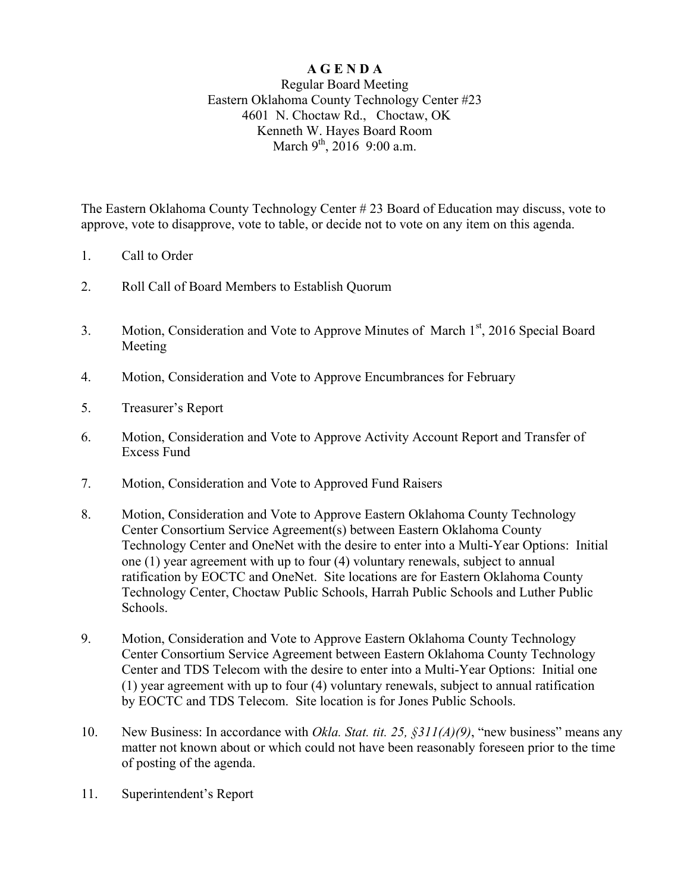# A G E N D A

Regular Board Meeting
Eastern Oklahoma County Technology Center #23
4601 N. Choctaw Rd., Choctaw, OK
Kenneth W. Hayes Board Room
March 9th, 2016 9:00 a.m.

The Eastern Oklahoma County Technology Center # 23 Board of Education may discuss, vote to approve, vote to disapprove, vote to table, or decide not to vote on any item on this agenda.

1. Call to Order

2. Roll Call of Board Members to Establish Quorum

3. Motion, Consideration and Vote to Approve Minutes of March 1st, 2016 Special Board Meeting

4. Motion, Consideration and Vote to Approve Encumbrances for February

5. Treasurer's Report

6. Motion, Consideration and Vote to Approve Activity Account Report and Transfer of Excess Fund

7. Motion, Consideration and Vote to Approved Fund Raisers

8. Motion, Consideration and Vote to Approve Eastern Oklahoma County Technology Center Consortium Service Agreement(s) between Eastern Oklahoma County Technology Center and OneNet with the desire to enter into a Multi-Year Options: Initial one (1) year agreement with up to four (4) voluntary renewals, subject to annual ratification by EOCTC and OneNet. Site locations are for Eastern Oklahoma County Technology Center, Choctaw Public Schools, Harrah Public Schools and Luther Public Schools.

9. Motion, Consideration and Vote to Approve Eastern Oklahoma County Technology Center Consortium Service Agreement between Eastern Oklahoma County Technology Center and TDS Telecom with the desire to enter into a Multi-Year Options: Initial one (1) year agreement with up to four (4) voluntary renewals, subject to annual ratification by EOCTC and TDS Telecom. Site location is for Jones Public Schools.

10. New Business: In accordance with *Okla. Stat. tit. 25, §311(A)(9)*, "new business" means any matter not known about or which could not have been reasonably foreseen prior to the time of posting of the agenda.

11. Superintendent's Report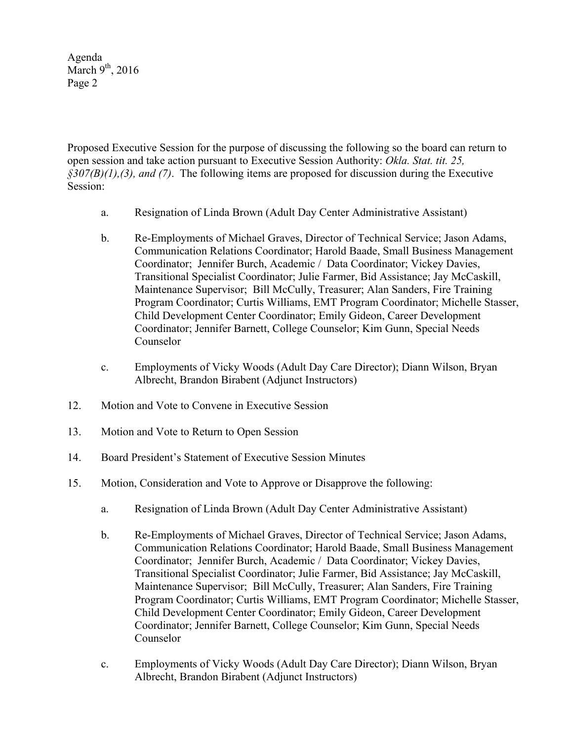Proposed Executive Session for the purpose of discussing the following so the board can return to open session and take action pursuant to Executive Session Authority: *Okla. Stat. tit. 25, §307(B)(1),(3), and (7)*. The following items are proposed for discussion during the Executive Session:

a. Resignation of Linda Brown (Adult Day Center Administrative Assistant)

b. Re-Employments of Michael Graves, Director of Technical Service; Jason Adams, Communication Relations Coordinator; Harold Baade, Small Business Management Coordinator; Jennifer Burch, Academic / Data Coordinator; Vickey Davies, Transitional Specialist Coordinator; Julie Farmer, Bid Assistance; Jay McCaskill, Maintenance Supervisor; Bill McCully, Treasurer; Alan Sanders, Fire Training Program Coordinator; Curtis Williams, EMT Program Coordinator; Michelle Stasser, Child Development Center Coordinator; Emily Gideon, Career Development Coordinator; Jennifer Barnett, College Counselor; Kim Gunn, Special Needs Counselor

c. Employments of Vicky Woods (Adult Day Care Director); Diann Wilson, Bryan Albrecht, Brandon Birabent (Adjunct Instructors)

12. Motion and Vote to Convene in Executive Session

13. Motion and Vote to Return to Open Session

14. Board President's Statement of Executive Session Minutes

15. Motion, Consideration and Vote to Approve or Disapprove the following:

    a. Resignation of Linda Brown (Adult Day Center Administrative Assistant)

    b. Re-Employments of Michael Graves, Director of Technical Service; Jason Adams, Communication Relations Coordinator; Harold Baade, Small Business Management Coordinator; Jennifer Burch, Academic / Data Coordinator; Vickey Davies, Transitional Specialist Coordinator; Julie Farmer, Bid Assistance; Jay McCaskill, Maintenance Supervisor; Bill McCully, Treasurer; Alan Sanders, Fire Training Program Coordinator; Curtis Williams, EMT Program Coordinator; Michelle Stasser, Child Development Center Coordinator; Emily Gideon, Career Development Coordinator; Jennifer Barnett, College Counselor; Kim Gunn, Special Needs Counselor

    c. Employments of Vicky Woods (Adult Day Care Director); Diann Wilson, Bryan Albrecht, Brandon Birabent (Adjunct Instructors)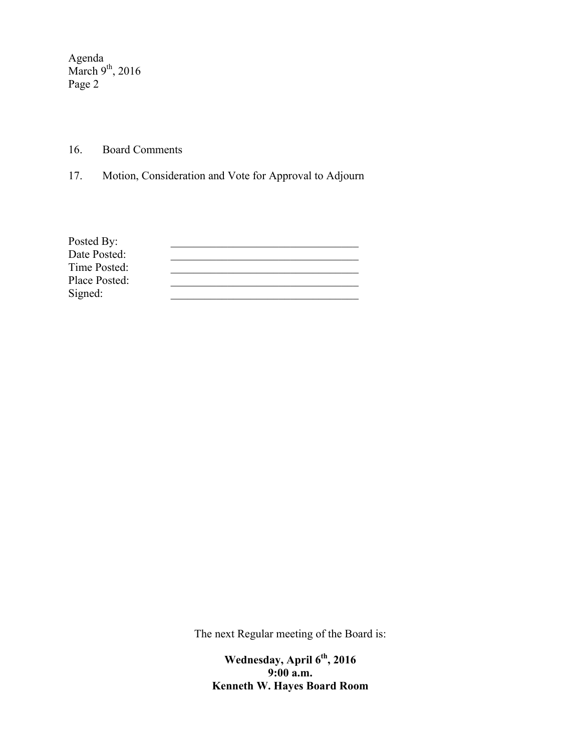16. Board Comments

17. Motion, Consideration and Vote for Approval to Adjourn

Posted By: \_\_\_\_\_\_\_\_\_\_\_\_\_\_\_\_\_\_\_\_\_\_\_\_\_\_\_\_\_\_\_\_\_\_

Date Posted: \_\_\_\_\_\_\_\_\_\_\_\_\_\_\_\_\_\_\_\_\_\_\_\_\_\_\_\_\_\_\_\_\_\_

Time Posted: \_\_\_\_\_\_\_\_\_\_\_\_\_\_\_\_\_\_\_\_\_\_\_\_\_\_\_\_\_\_\_\_\_\_

Place Posted: \_\_\_\_\_\_\_\_\_\_\_\_\_\_\_\_\_\_\_\_\_\_\_\_\_\_\_\_\_\_\_\_\_\_

Signed: \_\_\_\_\_\_\_\_\_\_\_\_\_\_\_\_\_\_\_\_\_\_\_\_\_\_\_\_\_\_\_\_\_\_

The next Regular meeting of the Board is:

**Wednesday, April 6th, 2016**
**9:00 a.m.**
**Kenneth W. Hayes Board Room**